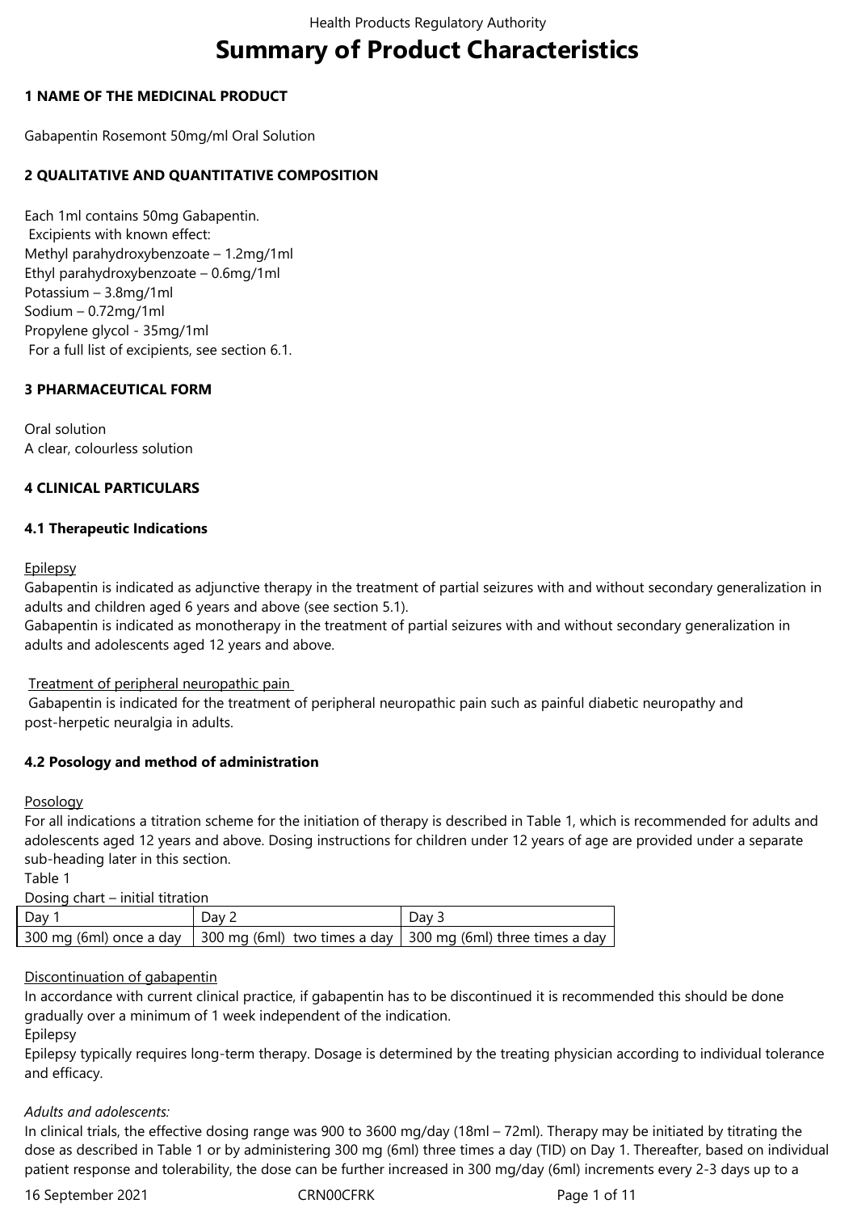# Summary of Product Characteristics

## 1 NAME OF THE MEDICINAL PRODUCT

Gabapentin Rosemont 50mg/ml Oral Solution

## 2 QUALITATIVE AND QUANTITATIVE COMPOSITION

Each 1ml contains 50mg Gabapentin.
Excipients with known effect:
Methyl parahydroxybenzoate – 1.2mg/1ml
Ethyl parahydroxybenzoate – 0.6mg/1ml
Potassium – 3.8mg/1ml
Sodium – 0.72mg/1ml
Propylene glycol - 35mg/1ml
For a full list of excipients, see section 6.1.

## 3 PHARMACEUTICAL FORM

Oral solution
A clear, colourless solution

## 4 CLINICAL PARTICULARS

### 4.1 Therapeutic Indications

Epilepsy
Gabapentin is indicated as adjunctive therapy in the treatment of partial seizures with and without secondary generalization in adults and children aged 6 years and above (see section 5.1).
Gabapentin is indicated as monotherapy in the treatment of partial seizures with and without secondary generalization in adults and adolescents aged 12 years and above.

Treatment of peripheral neuropathic pain
Gabapentin is indicated for the treatment of peripheral neuropathic pain such as painful diabetic neuropathy and post-herpetic neuralgia in adults.

### 4.2 Posology and method of administration

Posology
For all indications a titration scheme for the initiation of therapy is described in Table 1, which is recommended for adults and adolescents aged 12 years and above. Dosing instructions for children under 12 years of age are provided under a separate sub-heading later in this section.

Table 1
Dosing chart – initial titration

| Day 1 | Day 2 | Day 3 |
|---|---|---|
| 300 mg (6ml) once a day | 300 mg (6ml) two times a day | 300 mg (6ml) three times a day |

Discontinuation of gabapentin
In accordance with current clinical practice, if gabapentin has to be discontinued it is recommended this should be done gradually over a minimum of 1 week independent of the indication.
Epilepsy
Epilepsy typically requires long-term therapy. Dosage is determined by the treating physician according to individual tolerance and efficacy.

*Adults and adolescents:*
In clinical trials, the effective dosing range was 900 to 3600 mg/day (18ml – 72ml). Therapy may be initiated by titrating the dose as described in Table 1 or by administering 300 mg (6ml) three times a day (TID) on Day 1. Thereafter, based on individual patient response and tolerability, the dose can be further increased in 300 mg/day (6ml) increments every 2-3 days up to a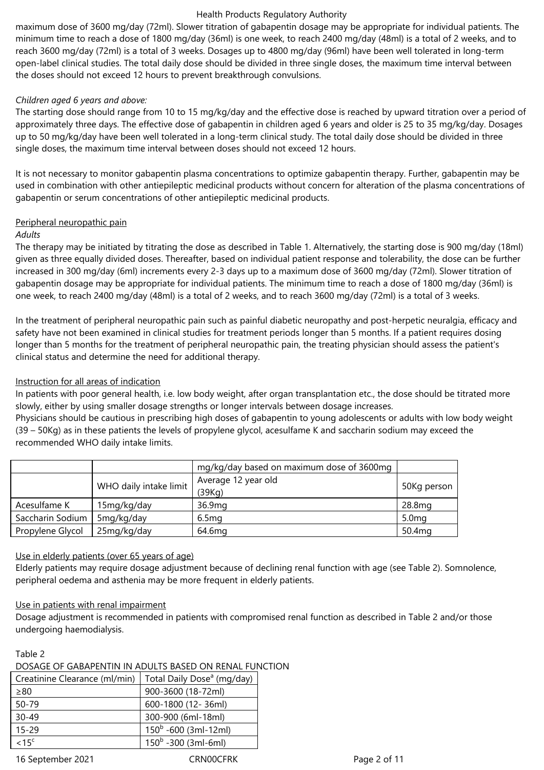maximum dose of 3600 mg/day (72ml). Slower titration of gabapentin dosage may be appropriate for individual patients. The minimum time to reach a dose of 1800 mg/day (36ml) is one week, to reach 2400 mg/day (48ml) is a total of 2 weeks, and to reach 3600 mg/day (72ml) is a total of 3 weeks. Dosages up to 4800 mg/day (96ml) have been well tolerated in long-term open-label clinical studies. The total daily dose should be divided in three single doses, the maximum time interval between the doses should not exceed 12 hours to prevent breakthrough convulsions.

*Children aged 6 years and above:*

The starting dose should range from 10 to 15 mg/kg/day and the effective dose is reached by upward titration over a period of approximately three days. The effective dose of gabapentin in children aged 6 years and older is 25 to 35 mg/kg/day. Dosages up to 50 mg/kg/day have been well tolerated in a long-term clinical study. The total daily dose should be divided in three single doses, the maximum time interval between doses should not exceed 12 hours.

It is not necessary to monitor gabapentin plasma concentrations to optimize gabapentin therapy. Further, gabapentin may be used in combination with other antiepileptic medicinal products without concern for alteration of the plasma concentrations of gabapentin or serum concentrations of other antiepileptic medicinal products.

<u>Peripheral neuropathic pain</u>

*Adults*

The therapy may be initiated by titrating the dose as described in Table 1. Alternatively, the starting dose is 900 mg/day (18ml) given as three equally divided doses. Thereafter, based on individual patient response and tolerability, the dose can be further increased in 300 mg/day (6ml) increments every 2-3 days up to a maximum dose of 3600 mg/day (72ml). Slower titration of gabapentin dosage may be appropriate for individual patients. The minimum time to reach a dose of 1800 mg/day (36ml) is one week, to reach 2400 mg/day (48ml) is a total of 2 weeks, and to reach 3600 mg/day (72ml) is a total of 3 weeks.

In the treatment of peripheral neuropathic pain such as painful diabetic neuropathy and post-herpetic neuralgia, efficacy and safety have not been examined in clinical studies for treatment periods longer than 5 months. If a patient requires dosing longer than 5 months for the treatment of peripheral neuropathic pain, the treating physician should assess the patient's clinical status and determine the need for additional therapy.

<u>Instruction for all areas of indication</u>

In patients with poor general health, i.e. low body weight, after organ transplantation etc., the dose should be titrated more slowly, either by using smaller dosage strengths or longer intervals between dosage increases.

Physicians should be cautious in prescribing high doses of gabapentin to young adolescents or adults with low body weight (39 – 50Kg) as in these patients the levels of propylene glycol, acesulfame K and saccharin sodium may exceed the recommended WHO daily intake limits.

| | | mg/kg/day based on maximum dose of 3600mg | |
|---|---|---|---|
| | WHO daily intake limit | Average 12 year old (39Kg) | 50Kg person |
| Acesulfame K | 15mg/kg/day | 36.9mg | 28.8mg |
| Saccharin Sodium | 5mg/kg/day | 6.5mg | 5.0mg |
| Propylene Glycol | 25mg/kg/day | 64.6mg | 50.4mg |

<u>Use in elderly patients (over 65 years of age)</u>

Elderly patients may require dosage adjustment because of declining renal function with age (see Table 2). Somnolence, peripheral oedema and asthenia may be more frequent in elderly patients.

<u>Use in patients with renal impairment</u>

Dosage adjustment is recommended in patients with compromised renal function as described in Table 2 and/or those undergoing haemodialysis.

Table 2

DOSAGE OF GABAPENTIN IN ADULTS BASED ON RENAL FUNCTION

| Creatinine Clearance (ml/min) | Total Daily Dose[a] (mg/day) |
|---|---|
| ≥80 | 900-3600 (18-72ml) |
| 50-79 | 600-1800 (12- 36ml) |
| 30-49 | 300-900 (6ml-18ml) |
| 15-29 | 150[b] -600 (3ml-12ml) |
| <15[c] | 150[b] -300 (3ml-6ml) |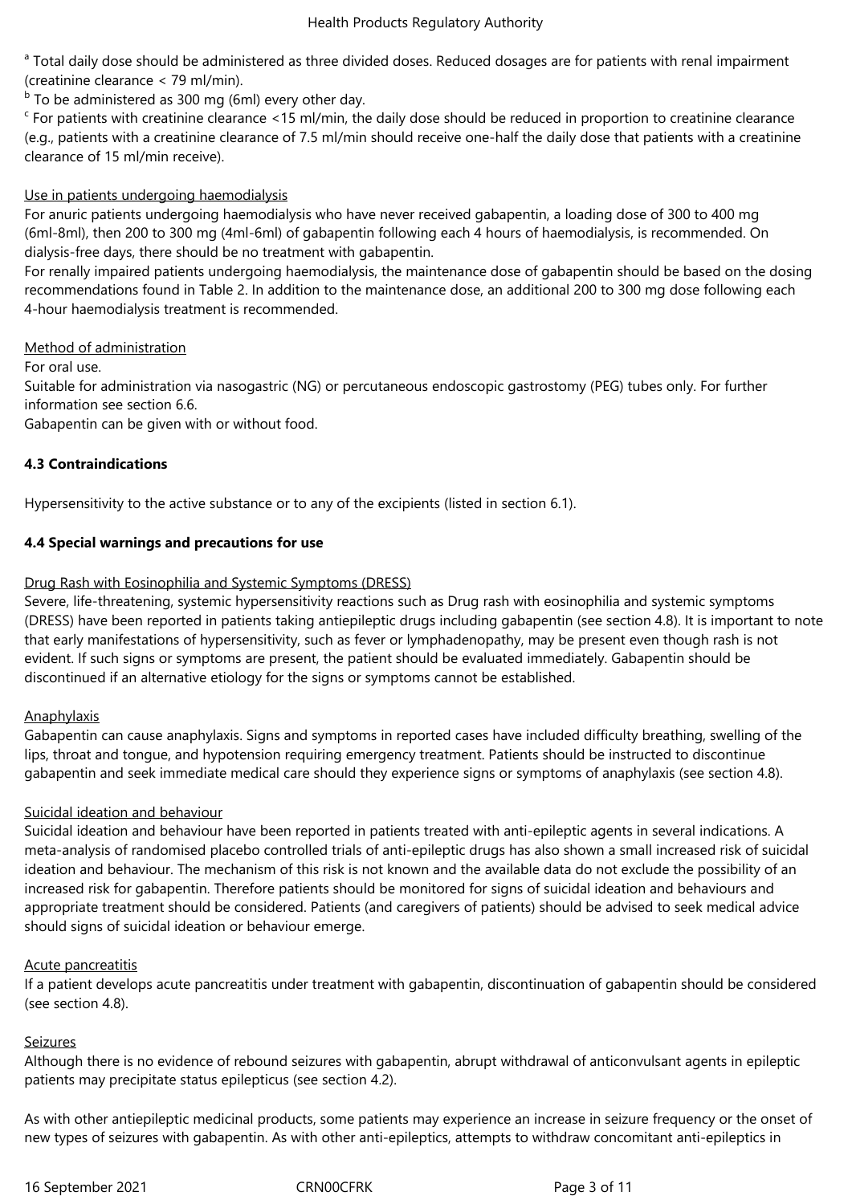[a] Total daily dose should be administered as three divided doses. Reduced dosages are for patients with renal impairment (creatinine clearance < 79 ml/min).

[b] To be administered as 300 mg (6ml) every other day.

[c] For patients with creatinine clearance <15 ml/min, the daily dose should be reduced in proportion to creatinine clearance (e.g., patients with a creatinine clearance of 7.5 ml/min should receive one-half the daily dose that patients with a creatinine clearance of 15 ml/min receive).

<u>Use in patients undergoing haemodialysis</u>

For anuric patients undergoing haemodialysis who have never received gabapentin, a loading dose of 300 to 400 mg (6ml-8ml), then 200 to 300 mg (4ml-6ml) of gabapentin following each 4 hours of haemodialysis, is recommended. On dialysis-free days, there should be no treatment with gabapentin.

For renally impaired patients undergoing haemodialysis, the maintenance dose of gabapentin should be based on the dosing recommendations found in Table 2. In addition to the maintenance dose, an additional 200 to 300 mg dose following each 4-hour haemodialysis treatment is recommended.

<u>Method of administration</u>

For oral use.

Suitable for administration via nasogastric (NG) or percutaneous endoscopic gastrostomy (PEG) tubes only. For further information see section 6.6.

Gabapentin can be given with or without food.

**4.3 Contraindications**

Hypersensitivity to the active substance or to any of the excipients (listed in section 6.1).

**4.4 Special warnings and precautions for use**

<u>Drug Rash with Eosinophilia and Systemic Symptoms (DRESS)</u>

Severe, life-threatening, systemic hypersensitivity reactions such as Drug rash with eosinophilia and systemic symptoms (DRESS) have been reported in patients taking antiepileptic drugs including gabapentin (see section 4.8). It is important to note that early manifestations of hypersensitivity, such as fever or lymphadenopathy, may be present even though rash is not evident. If such signs or symptoms are present, the patient should be evaluated immediately. Gabapentin should be discontinued if an alternative etiology for the signs or symptoms cannot be established.

<u>Anaphylaxis</u>

Gabapentin can cause anaphylaxis. Signs and symptoms in reported cases have included difficulty breathing, swelling of the lips, throat and tongue, and hypotension requiring emergency treatment. Patients should be instructed to discontinue gabapentin and seek immediate medical care should they experience signs or symptoms of anaphylaxis (see section 4.8).

<u>Suicidal ideation and behaviour</u>

Suicidal ideation and behaviour have been reported in patients treated with anti-epileptic agents in several indications. A meta-analysis of randomised placebo controlled trials of anti-epileptic drugs has also shown a small increased risk of suicidal ideation and behaviour. The mechanism of this risk is not known and the available data do not exclude the possibility of an increased risk for gabapentin. Therefore patients should be monitored for signs of suicidal ideation and behaviours and appropriate treatment should be considered. Patients (and caregivers of patients) should be advised to seek medical advice should signs of suicidal ideation or behaviour emerge.

<u>Acute pancreatitis</u>

If a patient develops acute pancreatitis under treatment with gabapentin, discontinuation of gabapentin should be considered (see section 4.8).

<u>Seizures</u>

Although there is no evidence of rebound seizures with gabapentin, abrupt withdrawal of anticonvulsant agents in epileptic patients may precipitate status epilepticus (see section 4.2).

As with other antiepileptic medicinal products, some patients may experience an increase in seizure frequency or the onset of new types of seizures with gabapentin. As with other anti-epileptics, attempts to withdraw concomitant anti-epileptics in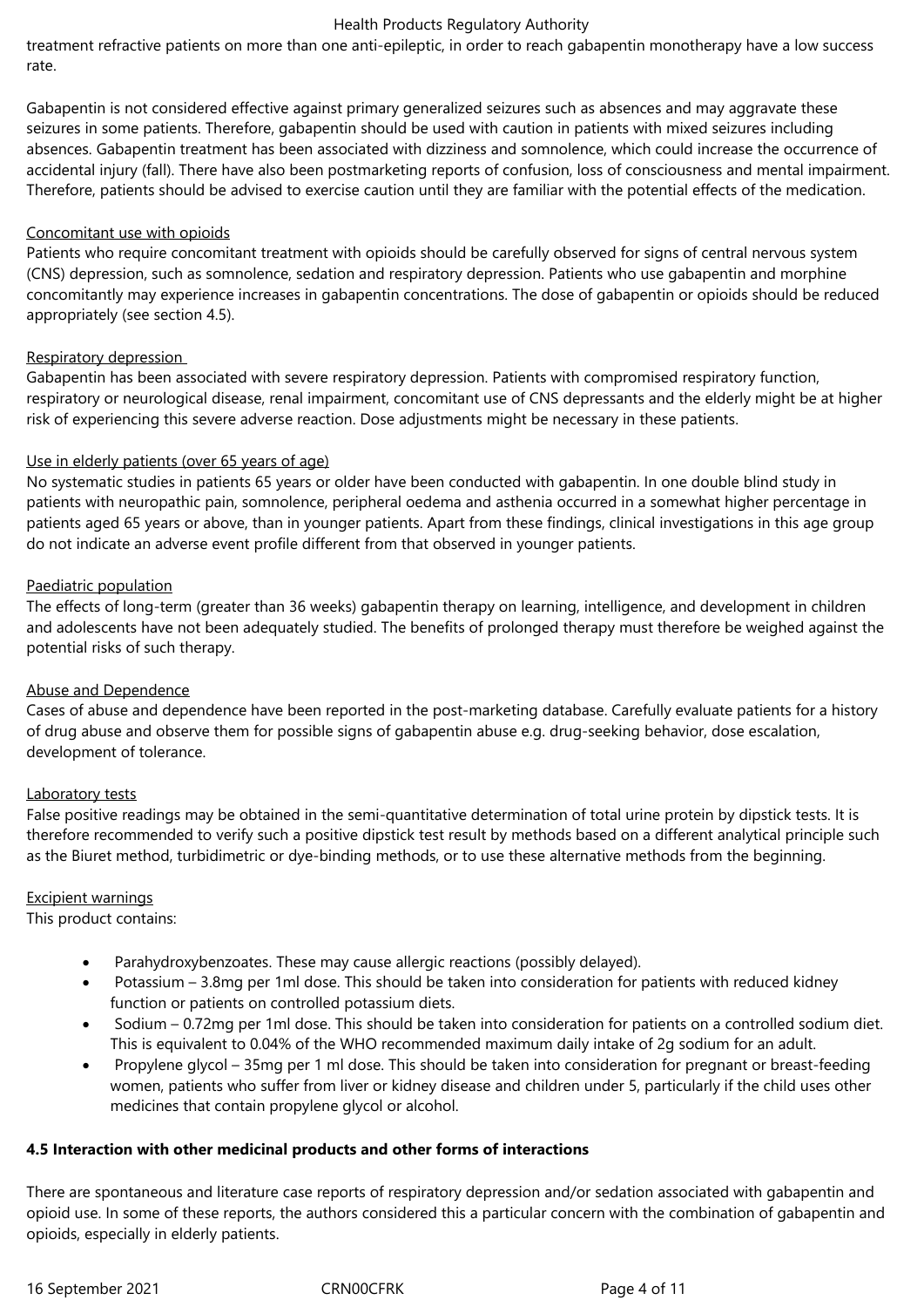treatment refractive patients on more than one anti-epileptic, in order to reach gabapentin monotherapy have a low success rate.

Gabapentin is not considered effective against primary generalized seizures such as absences and may aggravate these seizures in some patients. Therefore, gabapentin should be used with caution in patients with mixed seizures including absences. Gabapentin treatment has been associated with dizziness and somnolence, which could increase the occurrence of accidental injury (fall). There have also been postmarketing reports of confusion, loss of consciousness and mental impairment. Therefore, patients should be advised to exercise caution until they are familiar with the potential effects of the medication.

Concomitant use with opioids

Patients who require concomitant treatment with opioids should be carefully observed for signs of central nervous system (CNS) depression, such as somnolence, sedation and respiratory depression. Patients who use gabapentin and morphine concomitantly may experience increases in gabapentin concentrations. The dose of gabapentin or opioids should be reduced appropriately (see section 4.5).

Respiratory depression

Gabapentin has been associated with severe respiratory depression. Patients with compromised respiratory function, respiratory or neurological disease, renal impairment, concomitant use of CNS depressants and the elderly might be at higher risk of experiencing this severe adverse reaction. Dose adjustments might be necessary in these patients.

Use in elderly patients (over 65 years of age)

No systematic studies in patients 65 years or older have been conducted with gabapentin. In one double blind study in patients with neuropathic pain, somnolence, peripheral oedema and asthenia occurred in a somewhat higher percentage in patients aged 65 years or above, than in younger patients. Apart from these findings, clinical investigations in this age group do not indicate an adverse event profile different from that observed in younger patients.

Paediatric population

The effects of long-term (greater than 36 weeks) gabapentin therapy on learning, intelligence, and development in children and adolescents have not been adequately studied. The benefits of prolonged therapy must therefore be weighed against the potential risks of such therapy.

Abuse and Dependence

Cases of abuse and dependence have been reported in the post-marketing database. Carefully evaluate patients for a history of drug abuse and observe them for possible signs of gabapentin abuse e.g. drug-seeking behavior, dose escalation, development of tolerance.

Laboratory tests

False positive readings may be obtained in the semi-quantitative determination of total urine protein by dipstick tests. It is therefore recommended to verify such a positive dipstick test result by methods based on a different analytical principle such as the Biuret method, turbidimetric or dye-binding methods, or to use these alternative methods from the beginning.

Excipient warnings

This product contains:

- Parahydroxybenzoates. These may cause allergic reactions (possibly delayed).
- Potassium – 3.8mg per 1ml dose. This should be taken into consideration for patients with reduced kidney function or patients on controlled potassium diets.
- Sodium – 0.72mg per 1ml dose. This should be taken into consideration for patients on a controlled sodium diet. This is equivalent to 0.04% of the WHO recommended maximum daily intake of 2g sodium for an adult.
- Propylene glycol – 35mg per 1 ml dose. This should be taken into consideration for pregnant or breast-feeding women, patients who suffer from liver or kidney disease and children under 5, particularly if the child uses other medicines that contain propylene glycol or alcohol.

**4.5 Interaction with other medicinal products and other forms of interactions**

There are spontaneous and literature case reports of respiratory depression and/or sedation associated with gabapentin and opioid use. In some of these reports, the authors considered this a particular concern with the combination of gabapentin and opioids, especially in elderly patients.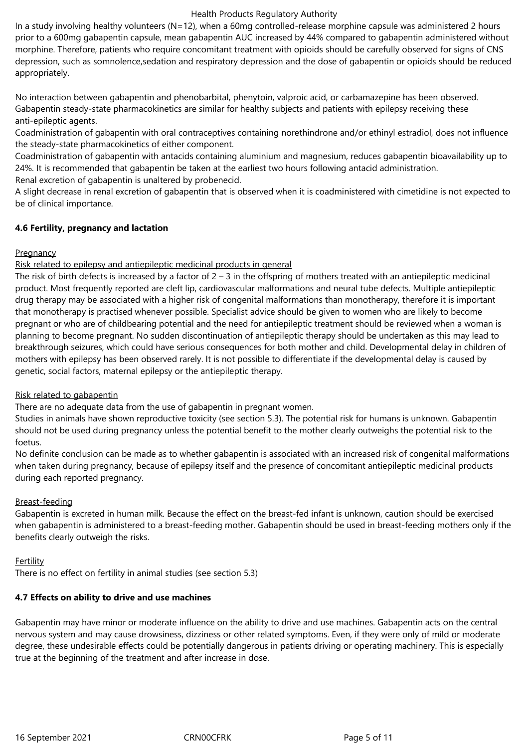In a study involving healthy volunteers (N=12), when a 60mg controlled-release morphine capsule was administered 2 hours prior to a 600mg gabapentin capsule, mean gabapentin AUC increased by 44% compared to gabapentin administered without morphine. Therefore, patients who require concomitant treatment with opioids should be carefully observed for signs of CNS depression, such as somnolence,sedation and respiratory depression and the dose of gabapentin or opioids should be reduced appropriately.

No interaction between gabapentin and phenobarbital, phenytoin, valproic acid, or carbamazepine has been observed. Gabapentin steady-state pharmacokinetics are similar for healthy subjects and patients with epilepsy receiving these anti-epileptic agents.
Coadministration of gabapentin with oral contraceptives containing norethindrone and/or ethinyl estradiol, does not influence the steady-state pharmacokinetics of either component.
Coadministration of gabapentin with antacids containing aluminium and magnesium, reduces gabapentin bioavailability up to 24%. It is recommended that gabapentin be taken at the earliest two hours following antacid administration.
Renal excretion of gabapentin is unaltered by probenecid.
A slight decrease in renal excretion of gabapentin that is observed when it is coadministered with cimetidine is not expected to be of clinical importance.

**4.6 Fertility, pregnancy and lactation**

Pregnancy

Risk related to epilepsy and antiepileptic medicinal products in general

The risk of birth defects is increased by a factor of 2 – 3 in the offspring of mothers treated with an antiepileptic medicinal product. Most frequently reported are cleft lip, cardiovascular malformations and neural tube defects. Multiple antiepileptic drug therapy may be associated with a higher risk of congenital malformations than monotherapy, therefore it is important that monotherapy is practised whenever possible. Specialist advice should be given to women who are likely to become pregnant or who are of childbearing potential and the need for antiepileptic treatment should be reviewed when a woman is planning to become pregnant. No sudden discontinuation of antiepileptic therapy should be undertaken as this may lead to breakthrough seizures, which could have serious consequences for both mother and child. Developmental delay in children of mothers with epilepsy has been observed rarely. It is not possible to differentiate if the developmental delay is caused by genetic, social factors, maternal epilepsy or the antiepileptic therapy.

Risk related to gabapentin

There are no adequate data from the use of gabapentin in pregnant women.
Studies in animals have shown reproductive toxicity (see section 5.3). The potential risk for humans is unknown. Gabapentin should not be used during pregnancy unless the potential benefit to the mother clearly outweighs the potential risk to the foetus.
No definite conclusion can be made as to whether gabapentin is associated with an increased risk of congenital malformations when taken during pregnancy, because of epilepsy itself and the presence of concomitant antiepileptic medicinal products during each reported pregnancy.

Breast-feeding

Gabapentin is excreted in human milk. Because the effect on the breast-fed infant is unknown, caution should be exercised when gabapentin is administered to a breast-feeding mother. Gabapentin should be used in breast-feeding mothers only if the benefits clearly outweigh the risks.

Fertility

There is no effect on fertility in animal studies (see section 5.3)

**4.7 Effects on ability to drive and use machines**

Gabapentin may have minor or moderate influence on the ability to drive and use machines. Gabapentin acts on the central nervous system and may cause drowsiness, dizziness or other related symptoms. Even, if they were only of mild or moderate degree, these undesirable effects could be potentially dangerous in patients driving or operating machinery. This is especially true at the beginning of the treatment and after increase in dose.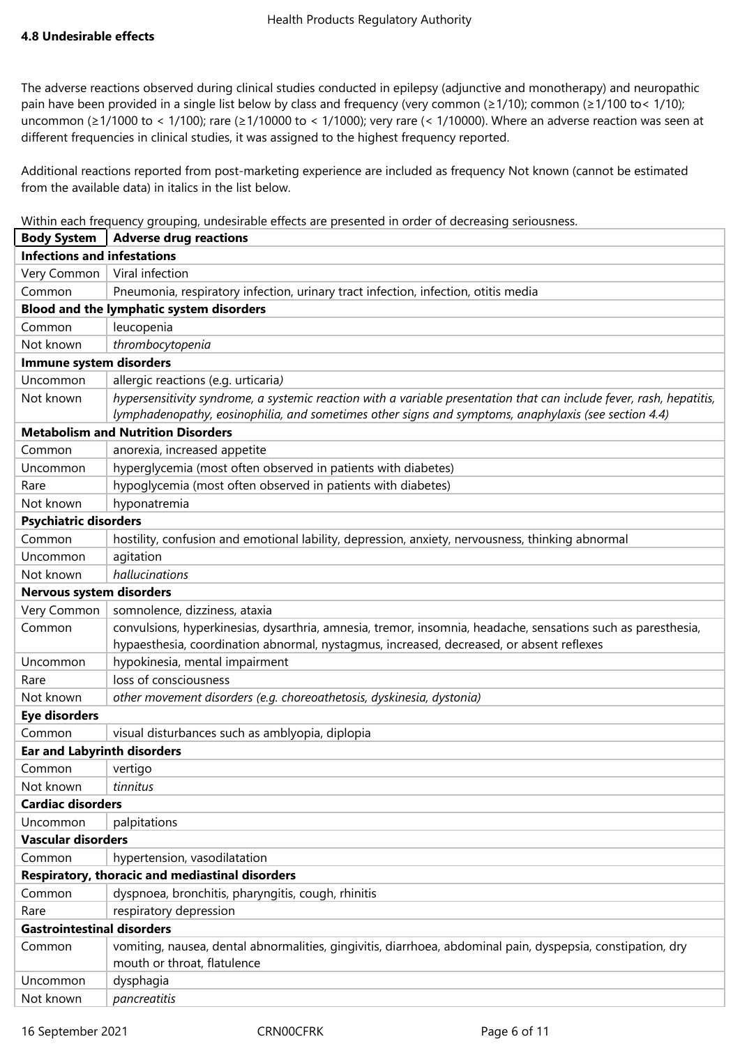#### 4.8 Undesirable effects

The adverse reactions observed during clinical studies conducted in epilepsy (adjunctive and monotherapy) and neuropathic pain have been provided in a single list below by class and frequency (very common (≥1/10); common (≥1/100 to< 1/10); uncommon (≥1/1000 to < 1/100); rare (≥1/10000 to < 1/1000); very rare (< 1/10000). Where an adverse reaction was seen at different frequencies in clinical studies, it was assigned to the highest frequency reported.

Additional reactions reported from post-marketing experience are included as frequency Not known (cannot be estimated from the available data) in italics in the list below.

Within each frequency grouping, undesirable effects are presented in order of decreasing seriousness.

| **Body System** | **Adverse drug reactions** |
|---|---|
| **Infections and infestations** | |
| Very Common | Viral infection |
| Common | Pneumonia, respiratory infection, urinary tract infection, infection, otitis media |
| **Blood and the lymphatic system disorders** | |
| Common | leucopenia |
| Not known | *thrombocytopenia* |
| **Immune system disorders** | |
| Uncommon | allergic reactions (e.g. urticaria*)* |
| Not known | *hypersensitivity syndrome, a systemic reaction with a variable presentation that can include fever, rash, hepatitis, lymphadenopathy, eosinophilia, and sometimes other signs and symptoms, anaphylaxis (see section 4.4)* |
| **Metabolism and Nutrition Disorders** | |
| Common | anorexia, increased appetite |
| Uncommon | hyperglycemia (most often observed in patients with diabetes) |
| Rare | hypoglycemia (most often observed in patients with diabetes) |
| Not known | hyponatremia |
| **Psychiatric disorders** | |
| Common | hostility, confusion and emotional lability, depression, anxiety, nervousness, thinking abnormal |
| Uncommon | agitation |
| Not known | *hallucinations* |
| **Nervous system disorders** | |
| Very Common | somnolence, dizziness, ataxia |
| Common | convulsions, hyperkinesias, dysarthria, amnesia, tremor, insomnia, headache, sensations such as paresthesia, hypaesthesia, coordination abnormal, nystagmus, increased, decreased, or absent reflexes |
| Uncommon | hypokinesia, mental impairment |
| Rare | loss of consciousness |
| Not known | *other movement disorders (e.g. choreoathetosis, dyskinesia, dystonia)* |
| **Eye disorders** | |
| Common | visual disturbances such as amblyopia, diplopia |
| **Ear and Labyrinth disorders** | |
| Common | vertigo |
| Not known | *tinnitus* |
| **Cardiac disorders** | |
| Uncommon | palpitations |
| **Vascular disorders** | |
| Common | hypertension, vasodilatation |
| **Respiratory, thoracic and mediastinal disorders** | |
| Common | dyspnoea, bronchitis, pharyngitis, cough, rhinitis |
| Rare | respiratory depression |
| **Gastrointestinal disorders** | |
| Common | vomiting, nausea, dental abnormalities, gingivitis, diarrhoea, abdominal pain, dyspepsia, constipation, dry mouth or throat, flatulence |
| Uncommon | dysphagia |
| Not known | *pancreatitis* |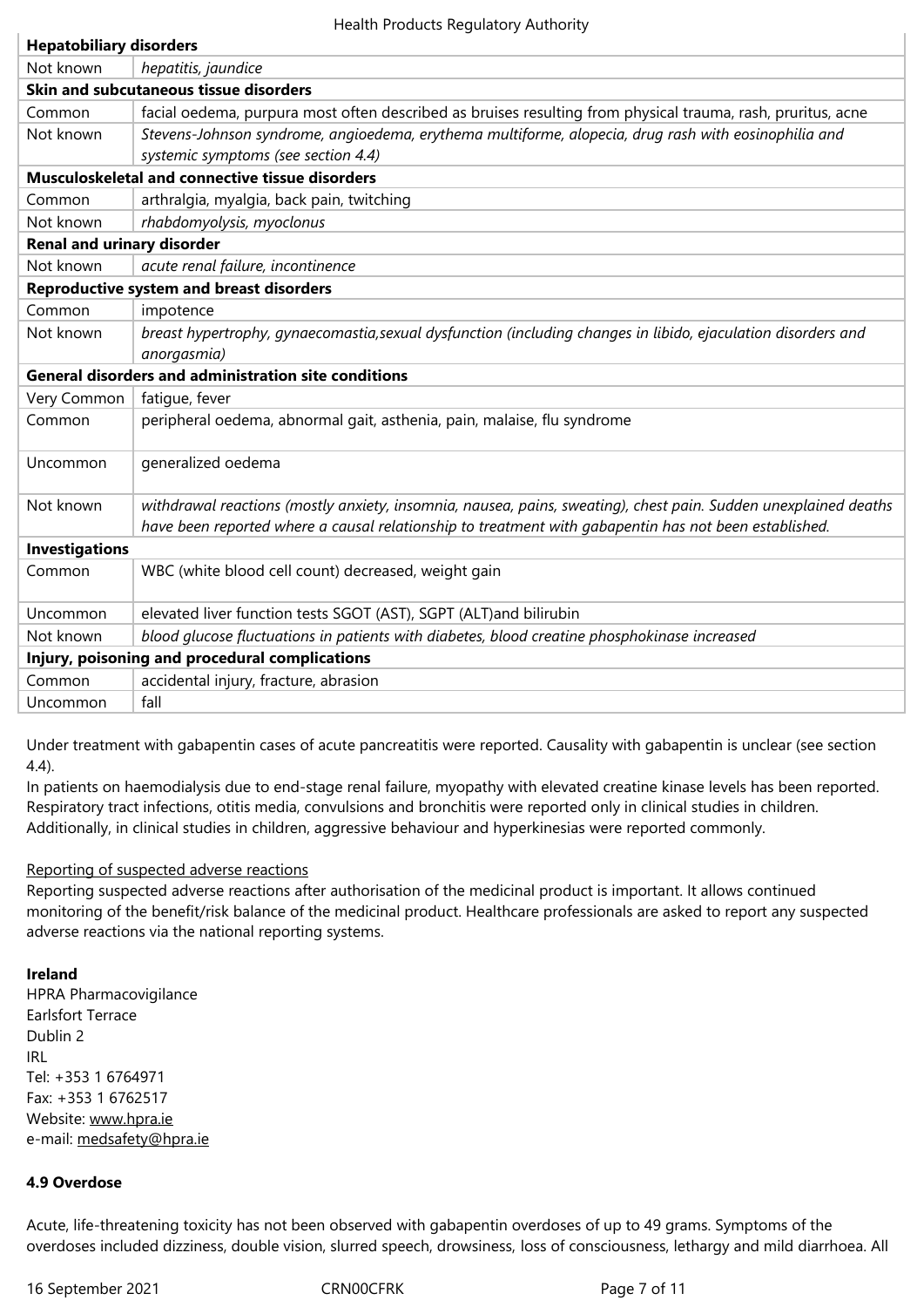| **Hepatobiliary disorders** | |
|---|---|
| Not known | *hepatitis, jaundice* |
| **Skin and subcutaneous tissue disorders** | |
| Common | facial oedema, purpura most often described as bruises resulting from physical trauma, rash, pruritus, acne |
| Not known | *Stevens-Johnson syndrome, angioedema, erythema multiforme, alopecia, drug rash with eosinophilia and systemic symptoms (see section 4.4)* |
| **Musculoskeletal and connective tissue disorders** | |
| Common | arthralgia, myalgia, back pain, twitching |
| Not known | *rhabdomyolysis, myoclonus* |
| **Renal and urinary disorder** | |
| Not known | *acute renal failure, incontinence* |
| **Reproductive system and breast disorders** | |
| Common | impotence |
| Not known | *breast hypertrophy, gynaecomastia,sexual dysfunction (including changes in libido, ejaculation disorders and anorgasmia)* |
| **General disorders and administration site conditions** | |
| Very Common | fatigue, fever |
| Common | peripheral oedema, abnormal gait, asthenia, pain, malaise, flu syndrome |
| Uncommon | generalized oedema |
| Not known | *withdrawal reactions (mostly anxiety, insomnia, nausea, pains, sweating), chest pain. Sudden unexplained deaths have been reported where a causal relationship to treatment with gabapentin has not been established.* |
| **Investigations** | |
| Common | WBC (white blood cell count) decreased, weight gain |
| Uncommon | elevated liver function tests SGOT (AST), SGPT (ALT)and bilirubin |
| Not known | *blood glucose fluctuations in patients with diabetes, blood creatine phosphokinase increased* |
| **Injury, poisoning and procedural complications** | |
| Common | accidental injury, fracture, abrasion |
| Uncommon | fall |

Under treatment with gabapentin cases of acute pancreatitis were reported. Causality with gabapentin is unclear (see section 4.4).
In patients on haemodialysis due to end-stage renal failure, myopathy with elevated creatine kinase levels has been reported.
Respiratory tract infections, otitis media, convulsions and bronchitis were reported only in clinical studies in children.
Additionally, in clinical studies in children, aggressive behaviour and hyperkinesias were reported commonly.

Reporting of suspected adverse reactions
Reporting suspected adverse reactions after authorisation of the medicinal product is important. It allows continued monitoring of the benefit/risk balance of the medicinal product. Healthcare professionals are asked to report any suspected adverse reactions via the national reporting systems.

**Ireland**
HPRA Pharmacovigilance
Earlsfort Terrace
Dublin 2
IRL
Tel: +353 1 6764971
Fax: +353 1 6762517
Website: www.hpra.ie
e-mail: medsafety@hpra.ie

### 4.9 Overdose

Acute, life-threatening toxicity has not been observed with gabapentin overdoses of up to 49 grams. Symptoms of the overdoses included dizziness, double vision, slurred speech, drowsiness, loss of consciousness, lethargy and mild diarrhoea. All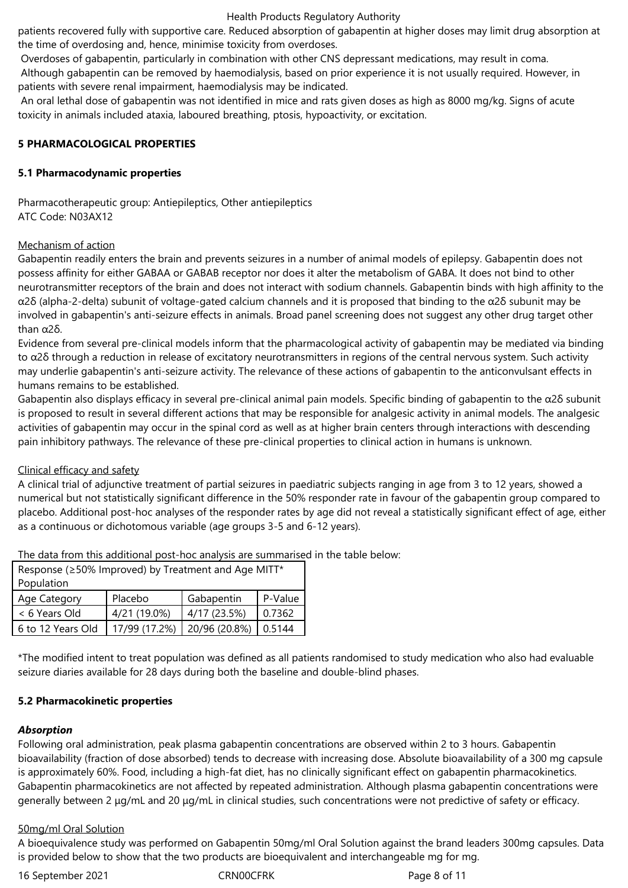patients recovered fully with supportive care. Reduced absorption of gabapentin at higher doses may limit drug absorption at the time of overdosing and, hence, minimise toxicity from overdoses.

Overdoses of gabapentin, particularly in combination with other CNS depressant medications, may result in coma.

Although gabapentin can be removed by haemodialysis, based on prior experience it is not usually required. However, in patients with severe renal impairment, haemodialysis may be indicated.

An oral lethal dose of gabapentin was not identified in mice and rats given doses as high as 8000 mg/kg. Signs of acute toxicity in animals included ataxia, laboured breathing, ptosis, hypoactivity, or excitation.

## 5 PHARMACOLOGICAL PROPERTIES

### 5.1 Pharmacodynamic properties

Pharmacotherapeutic group: Antiepileptics, Other antiepileptics
ATC Code: N03AX12

Mechanism of action

Gabapentin readily enters the brain and prevents seizures in a number of animal models of epilepsy. Gabapentin does not possess affinity for either GABAA or GABAB receptor nor does it alter the metabolism of GABA. It does not bind to other neurotransmitter receptors of the brain and does not interact with sodium channels. Gabapentin binds with high affinity to the α2δ (alpha-2-delta) subunit of voltage-gated calcium channels and it is proposed that binding to the α2δ subunit may be involved in gabapentin's anti-seizure effects in animals. Broad panel screening does not suggest any other drug target other than α2δ.

Evidence from several pre-clinical models inform that the pharmacological activity of gabapentin may be mediated via binding to α2δ through a reduction in release of excitatory neurotransmitters in regions of the central nervous system. Such activity may underlie gabapentin's anti-seizure activity. The relevance of these actions of gabapentin to the anticonvulsant effects in humans remains to be established.

Gabapentin also displays efficacy in several pre-clinical animal pain models. Specific binding of gabapentin to the α2δ subunit is proposed to result in several different actions that may be responsible for analgesic activity in animal models. The analgesic activities of gabapentin may occur in the spinal cord as well as at higher brain centers through interactions with descending pain inhibitory pathways. The relevance of these pre-clinical properties to clinical action in humans is unknown.

Clinical efficacy and safety

A clinical trial of adjunctive treatment of partial seizures in paediatric subjects ranging in age from 3 to 12 years, showed a numerical but not statistically significant difference in the 50% responder rate in favour of the gabapentin group compared to placebo. Additional post-hoc analyses of the responder rates by age did not reveal a statistically significant effect of age, either as a continuous or dichotomous variable (age groups 3-5 and 6-12 years).

The data from this additional post-hoc analysis are summarised in the table below:

| Response (≥50% Improved) by Treatment and Age MITT* Population | | | |
|---|---|---|---|
| Age Category | Placebo | Gabapentin | P-Value |
| < 6 Years Old | 4/21 (19.0%) | 4/17 (23.5%) | 0.7362 |
| 6 to 12 Years Old | 17/99 (17.2%) | 20/96 (20.8%) | 0.5144 |

*The modified intent to treat population was defined as all patients randomised to study medication who also had evaluable seizure diaries available for 28 days during both the baseline and double-blind phases.

### 5.2 Pharmacokinetic properties

***Absorption***

Following oral administration, peak plasma gabapentin concentrations are observed within 2 to 3 hours. Gabapentin bioavailability (fraction of dose absorbed) tends to decrease with increasing dose. Absolute bioavailability of a 300 mg capsule is approximately 60%. Food, including a high-fat diet, has no clinically significant effect on gabapentin pharmacokinetics. Gabapentin pharmacokinetics are not affected by repeated administration. Although plasma gabapentin concentrations were generally between 2 µg/mL and 20 µg/mL in clinical studies, such concentrations were not predictive of safety or efficacy.

50mg/ml Oral Solution

A bioequivalence study was performed on Gabapentin 50mg/ml Oral Solution against the brand leaders 300mg capsules. Data is provided below to show that the two products are bioequivalent and interchangeable mg for mg.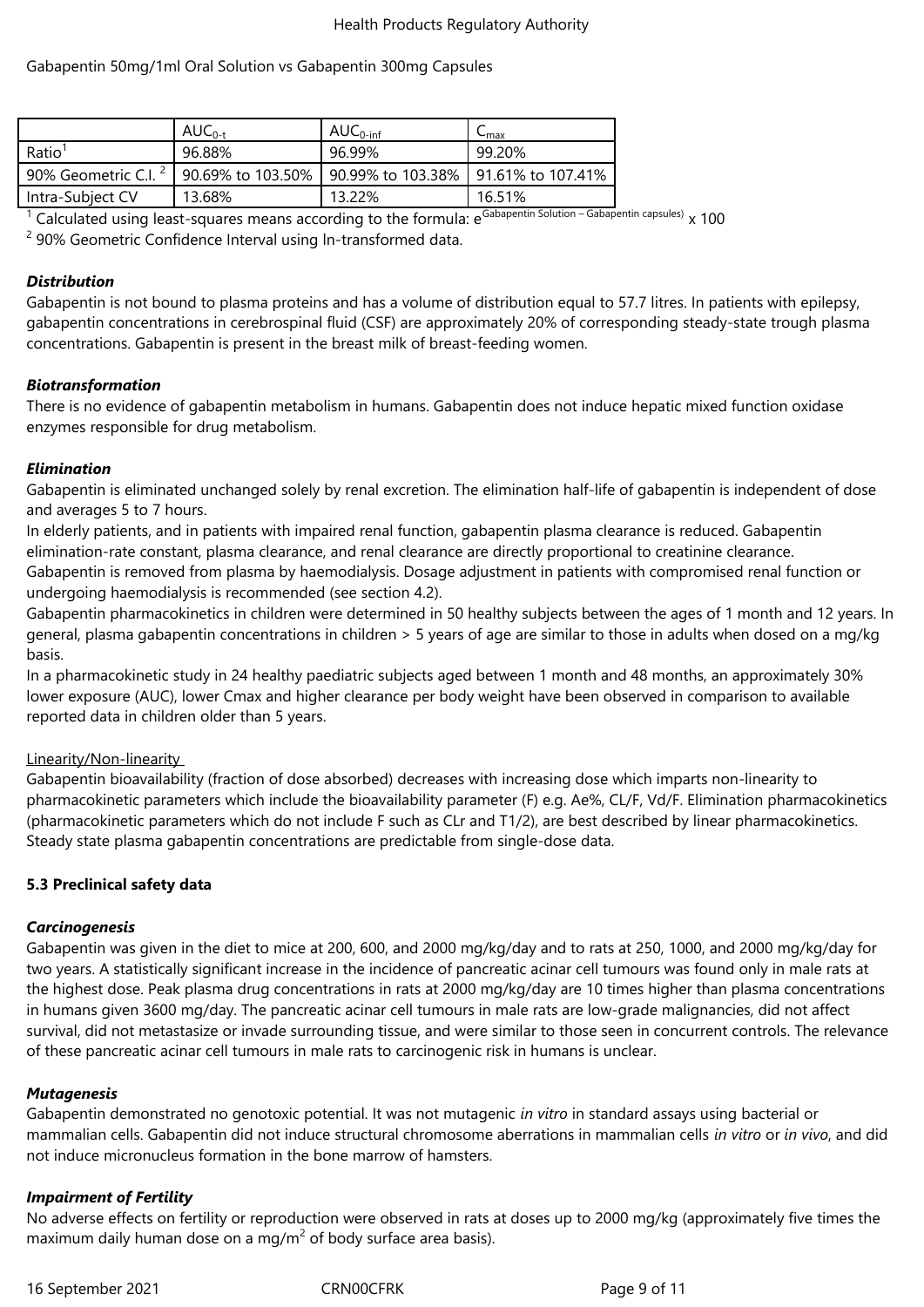Gabapentin 50mg/1ml Oral Solution vs Gabapentin 300mg Capsules

| | $AUC_{0-t}$ | $AUC_{0-inf}$ | $C_{max}$ |
|---|---|---|---|
| Ratio[1] | 96.88% | 96.99% | 99.20% |
| 90% Geometric C.I. [2] | 90.69% to 103.50% | 90.99% to 103.38% | 91.61% to 107.41% |
| Intra-Subject CV | 13.68% | 13.22% | 16.51% |

[1] Calculated using least-squares means according to the formula: $e^{\text{Gabapentin Solution – Gabapentin capsules}} \times 100$

[2] 90% Geometric Confidence Interval using ln-transformed data.

***Distribution***

Gabapentin is not bound to plasma proteins and has a volume of distribution equal to 57.7 litres. In patients with epilepsy, gabapentin concentrations in cerebrospinal fluid (CSF) are approximately 20% of corresponding steady-state trough plasma concentrations. Gabapentin is present in the breast milk of breast-feeding women.

***Biotransformation***

There is no evidence of gabapentin metabolism in humans. Gabapentin does not induce hepatic mixed function oxidase enzymes responsible for drug metabolism.

***Elimination***

Gabapentin is eliminated unchanged solely by renal excretion. The elimination half-life of gabapentin is independent of dose and averages 5 to 7 hours.

In elderly patients, and in patients with impaired renal function, gabapentin plasma clearance is reduced. Gabapentin elimination-rate constant, plasma clearance, and renal clearance are directly proportional to creatinine clearance.

Gabapentin is removed from plasma by haemodialysis. Dosage adjustment in patients with compromised renal function or undergoing haemodialysis is recommended (see section 4.2).

Gabapentin pharmacokinetics in children were determined in 50 healthy subjects between the ages of 1 month and 12 years. In general, plasma gabapentin concentrations in children > 5 years of age are similar to those in adults when dosed on a mg/kg basis.

In a pharmacokinetic study in 24 healthy paediatric subjects aged between 1 month and 48 months, an approximately 30% lower exposure (AUC), lower Cmax and higher clearance per body weight have been observed in comparison to available reported data in children older than 5 years.

Linearity/Non-linearity

Gabapentin bioavailability (fraction of dose absorbed) decreases with increasing dose which imparts non-linearity to pharmacokinetic parameters which include the bioavailability parameter (F) e.g. Ae%, CL/F, Vd/F. Elimination pharmacokinetics (pharmacokinetic parameters which do not include F such as CLr and T1/2), are best described by linear pharmacokinetics. Steady state plasma gabapentin concentrations are predictable from single-dose data.

**5.3 Preclinical safety data**

***Carcinogenesis***

Gabapentin was given in the diet to mice at 200, 600, and 2000 mg/kg/day and to rats at 250, 1000, and 2000 mg/kg/day for two years. A statistically significant increase in the incidence of pancreatic acinar cell tumours was found only in male rats at the highest dose. Peak plasma drug concentrations in rats at 2000 mg/kg/day are 10 times higher than plasma concentrations in humans given 3600 mg/day. The pancreatic acinar cell tumours in male rats are low-grade malignancies, did not affect survival, did not metastasize or invade surrounding tissue, and were similar to those seen in concurrent controls. The relevance of these pancreatic acinar cell tumours in male rats to carcinogenic risk in humans is unclear.

***Mutagenesis***

Gabapentin demonstrated no genotoxic potential. It was not mutagenic *in vitro* in standard assays using bacterial or mammalian cells. Gabapentin did not induce structural chromosome aberrations in mammalian cells *in vitro* or *in vivo*, and did not induce micronucleus formation in the bone marrow of hamsters.

***Impairment of Fertility***

No adverse effects on fertility or reproduction were observed in rats at doses up to 2000 mg/kg (approximately five times the maximum daily human dose on a $mg/m^2$ of body surface area basis).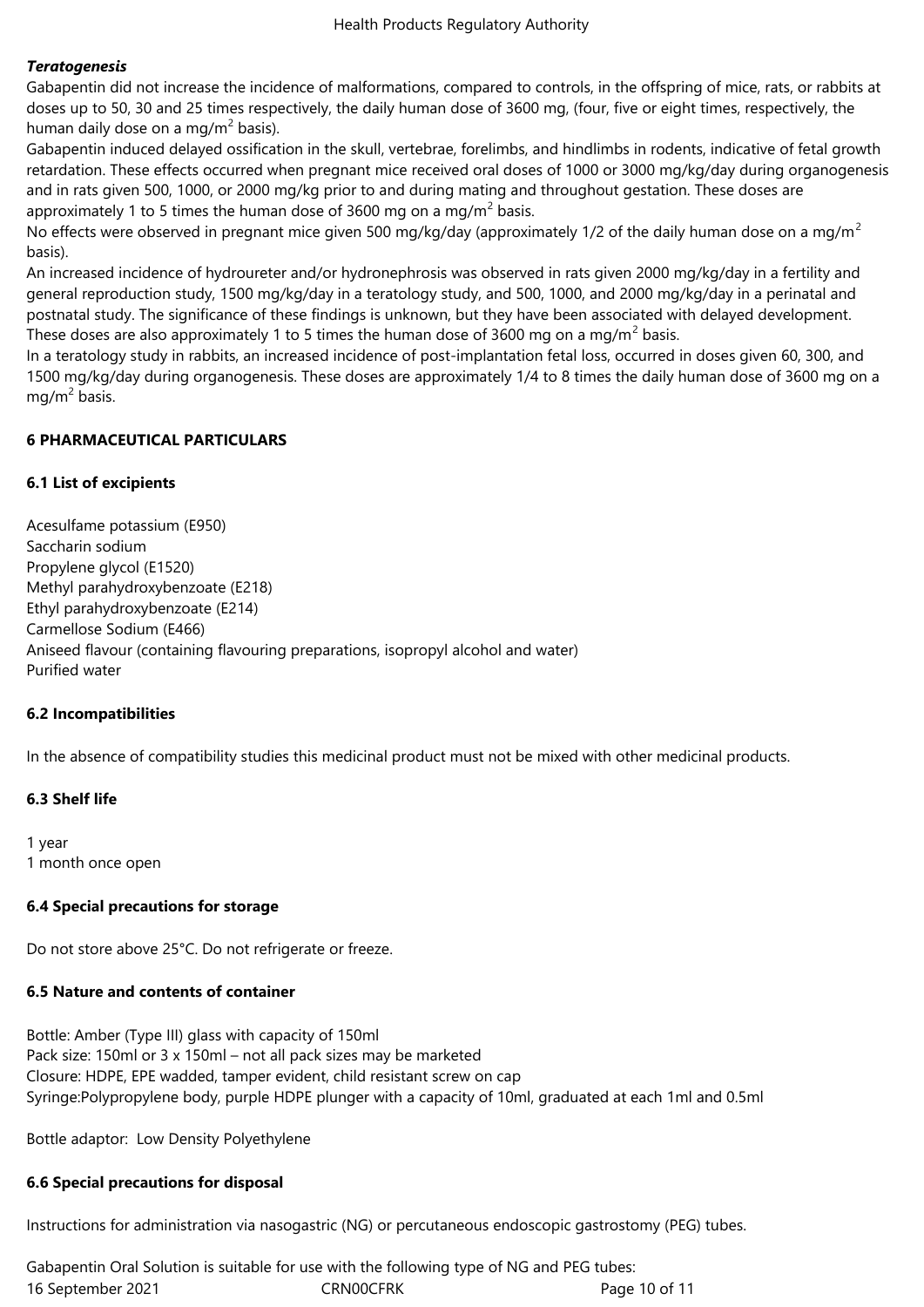***Teratogenesis***

Gabapentin did not increase the incidence of malformations, compared to controls, in the offspring of mice, rats, or rabbits at doses up to 50, 30 and 25 times respectively, the daily human dose of 3600 mg, (four, five or eight times, respectively, the human daily dose on a mg/m$^2$ basis).

Gabapentin induced delayed ossification in the skull, vertebrae, forelimbs, and hindlimbs in rodents, indicative of fetal growth retardation. These effects occurred when pregnant mice received oral doses of 1000 or 3000 mg/kg/day during organogenesis and in rats given 500, 1000, or 2000 mg/kg prior to and during mating and throughout gestation. These doses are approximately 1 to 5 times the human dose of 3600 mg on a mg/m$^2$ basis.

No effects were observed in pregnant mice given 500 mg/kg/day (approximately 1/2 of the daily human dose on a mg/m$^2$ basis).

An increased incidence of hydroureter and/or hydronephrosis was observed in rats given 2000 mg/kg/day in a fertility and general reproduction study, 1500 mg/kg/day in a teratology study, and 500, 1000, and 2000 mg/kg/day in a perinatal and postnatal study. The significance of these findings is unknown, but they have been associated with delayed development. These doses are also approximately 1 to 5 times the human dose of 3600 mg on a mg/m$^2$ basis.

In a teratology study in rabbits, an increased incidence of post-implantation fetal loss, occurred in doses given 60, 300, and 1500 mg/kg/day during organogenesis. These doses are approximately 1/4 to 8 times the daily human dose of 3600 mg on a mg/m$^2$ basis.

## 6 PHARMACEUTICAL PARTICULARS

### 6.1 List of excipients

Acesulfame potassium (E950)
Saccharin sodium
Propylene glycol (E1520)
Methyl parahydroxybenzoate (E218)
Ethyl parahydroxybenzoate (E214)
Carmellose Sodium (E466)
Aniseed flavour (containing flavouring preparations, isopropyl alcohol and water)
Purified water

### 6.2 Incompatibilities

In the absence of compatibility studies this medicinal product must not be mixed with other medicinal products.

### 6.3 Shelf life

1 year
1 month once open

### 6.4 Special precautions for storage

Do not store above 25°C. Do not refrigerate or freeze.

### 6.5 Nature and contents of container

Bottle: Amber (Type III) glass with capacity of 150ml
Pack size: 150ml or 3 x 150ml – not all pack sizes may be marketed
Closure: HDPE, EPE wadded, tamper evident, child resistant screw on cap
Syringe:Polypropylene body, purple HDPE plunger with a capacity of 10ml, graduated at each 1ml and 0.5ml

Bottle adaptor: Low Density Polyethylene

### 6.6 Special precautions for disposal

Instructions for administration via nasogastric (NG) or percutaneous endoscopic gastrostomy (PEG) tubes.

Gabapentin Oral Solution is suitable for use with the following type of NG and PEG tubes: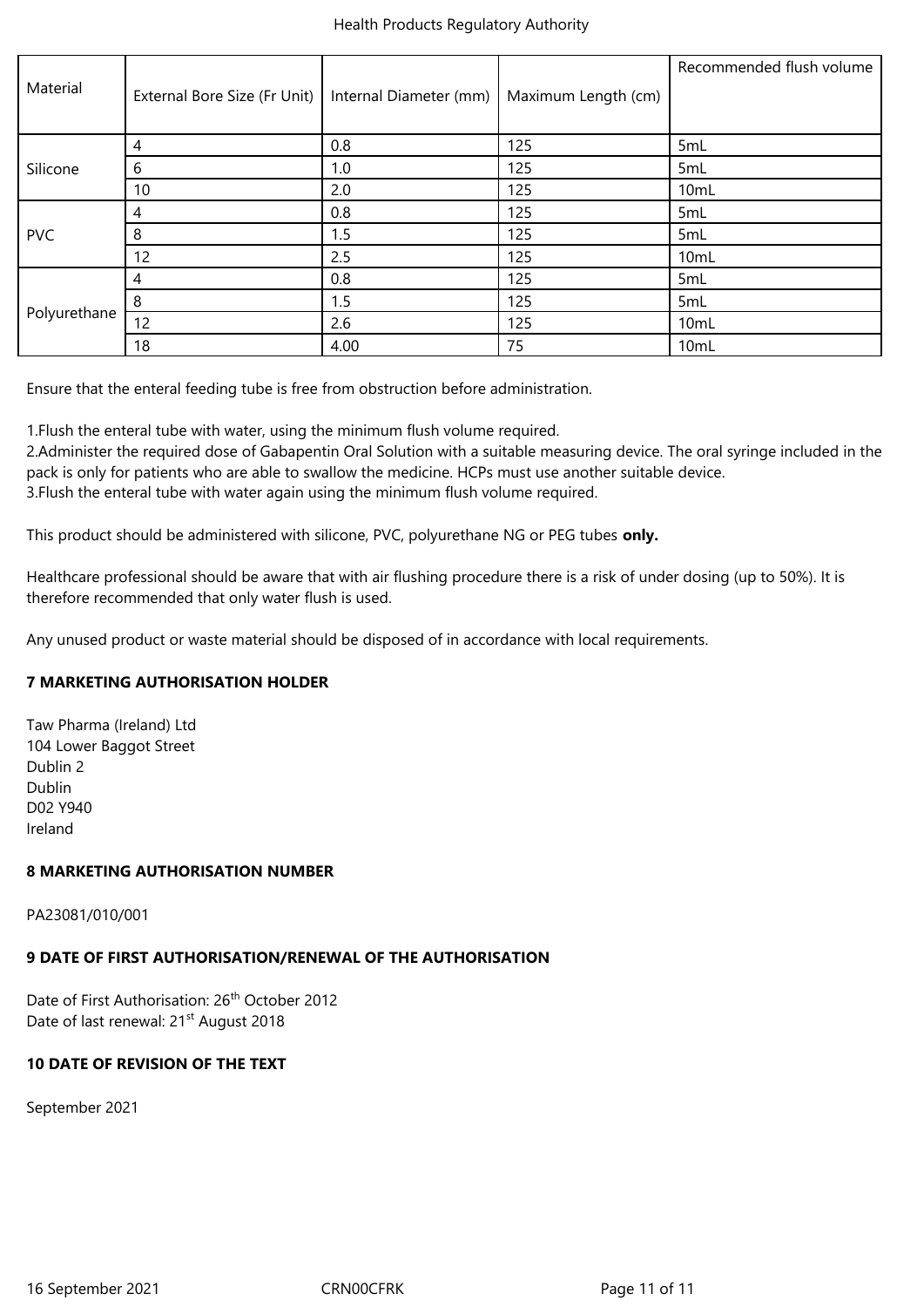| Material | External Bore Size (Fr Unit) | Internal Diameter (mm) | Maximum Length (cm) | Recommended flush volume |
|---|---|---|---|---|
| Silicone | 4 | 0.8 | 125 | 5mL |
| | 6 | 1.0 | 125 | 5mL |
| | 10 | 2.0 | 125 | 10mL |
| PVC | 4 | 0.8 | 125 | 5mL |
| | 8 | 1.5 | 125 | 5mL |
| | 12 | 2.5 | 125 | 10mL |
| Polyurethane | 4 | 0.8 | 125 | 5mL |
| | 8 | 1.5 | 125 | 5mL |
| | 12 | 2.6 | 125 | 10mL |
| | 18 | 4.00 | 75 | 10mL |

Ensure that the enteral feeding tube is free from obstruction before administration.

1.Flush the enteral tube with water, using the minimum flush volume required.
2.Administer the required dose of Gabapentin Oral Solution with a suitable measuring device. The oral syringe included in the pack is only for patients who are able to swallow the medicine. HCPs must use another suitable device.
3.Flush the enteral tube with water again using the minimum flush volume required.

This product should be administered with silicone, PVC, polyurethane NG or PEG tubes **only.**

Healthcare professional should be aware that with air flushing procedure there is a risk of under dosing (up to 50%). It is therefore recommended that only water flush is used.

Any unused product or waste material should be disposed of in accordance with local requirements.

## 7 MARKETING AUTHORISATION HOLDER

Taw Pharma (Ireland) Ltd
104 Lower Baggot Street
Dublin 2
Dublin
D02 Y940
Ireland

## 8 MARKETING AUTHORISATION NUMBER

PA23081/010/001

## 9 DATE OF FIRST AUTHORISATION/RENEWAL OF THE AUTHORISATION

Date of First Authorisation: 26th October 2012
Date of last renewal: 21st August 2018

## 10 DATE OF REVISION OF THE TEXT

September 2021